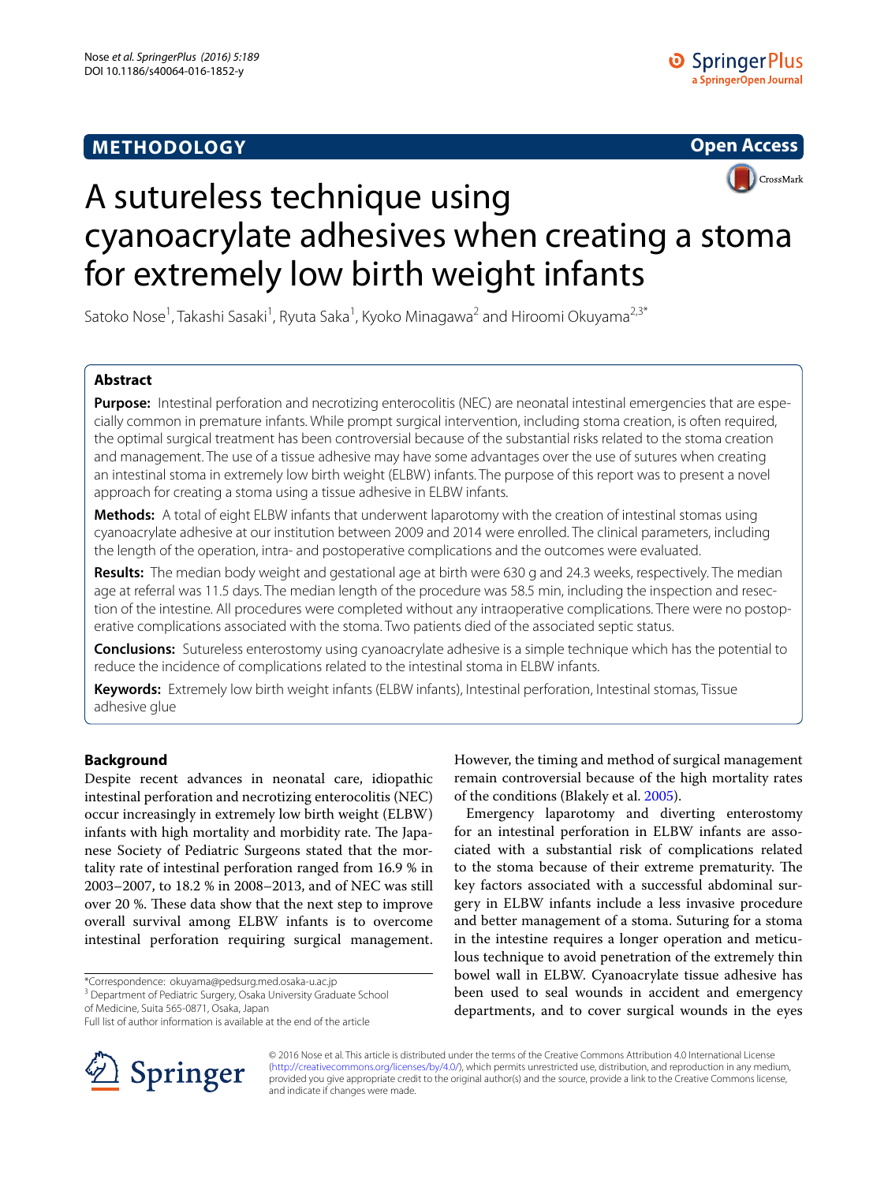METHODOLOGY

Open Access

# A sutureless technique using cyanoacrylate adhesives when creating a stoma for extremely low birth weight infants

Satoko Nose[1], Takashi Sasaki[1], Ryuta Saka[1], Kyoko Minagawa[2] and Hiroomi Okuyama[2,3*]

## Abstract

**Purpose:** Intestinal perforation and necrotizing enterocolitis (NEC) are neonatal intestinal emergencies that are especially common in premature infants. While prompt surgical intervention, including stoma creation, is often required, the optimal surgical treatment has been controversial because of the substantial risks related to the stoma creation and management. The use of a tissue adhesive may have some advantages over the use of sutures when creating an intestinal stoma in extremely low birth weight (ELBW) infants. The purpose of this report was to present a novel approach for creating a stoma using a tissue adhesive in ELBW infants.

**Methods:** A total of eight ELBW infants that underwent laparotomy with the creation of intestinal stomas using cyanoacrylate adhesive at our institution between 2009 and 2014 were enrolled. The clinical parameters, including the length of the operation, intra- and postoperative complications and the outcomes were evaluated.

**Results:** The median body weight and gestational age at birth were 630 g and 24.3 weeks, respectively. The median age at referral was 11.5 days. The median length of the procedure was 58.5 min, including the inspection and resection of the intestine. All procedures were completed without any intraoperative complications. There were no postoperative complications associated with the stoma. Two patients died of the associated septic status.

**Conclusions:** Sutureless enterostomy using cyanoacrylate adhesive is a simple technique which has the potential to reduce the incidence of complications related to the intestinal stoma in ELBW infants.

**Keywords:** Extremely low birth weight infants (ELBW infants), Intestinal perforation, Intestinal stomas, Tissue adhesive glue

## Background

Despite recent advances in neonatal care, idiopathic intestinal perforation and necrotizing enterocolitis (NEC) occur increasingly in extremely low birth weight (ELBW) infants with high mortality and morbidity rate. The Japanese Society of Pediatric Surgeons stated that the mortality rate of intestinal perforation ranged from 16.9 % in 2003–2007, to 18.2 % in 2008–2013, and of NEC was still over 20 %. These data show that the next step to improve overall survival among ELBW infants is to overcome intestinal perforation requiring surgical management. However, the timing and method of surgical management remain controversial because of the high mortality rates of the conditions (Blakely et al. 2005).

Emergency laparotomy and diverting enterostomy for an intestinal perforation in ELBW infants are associated with a substantial risk of complications related to the stoma because of their extreme prematurity. The key factors associated with a successful abdominal surgery in ELBW infants include a less invasive procedure and better management of a stoma. Suturing for a stoma in the intestine requires a longer operation and meticulous technique to avoid penetration of the extremely thin bowel wall in ELBW. Cyanoacrylate tissue adhesive has been used to seal wounds in accident and emergency departments, and to cover surgical wounds in the eyes

*Correspondence: okuyama@pedsurg.med.osaka-u.ac.jp
[3] Department of Pediatric Surgery, Osaka University Graduate School of Medicine, Suita 565-0871, Osaka, Japan
Full list of author information is available at the end of the article

© 2016 Nose et al. This article is distributed under the terms of the Creative Commons Attribution 4.0 International License (http://creativecommons.org/licenses/by/4.0/), which permits unrestricted use, distribution, and reproduction in any medium, provided you give appropriate credit to the original author(s) and the source, provide a link to the Creative Commons license, and indicate if changes were made.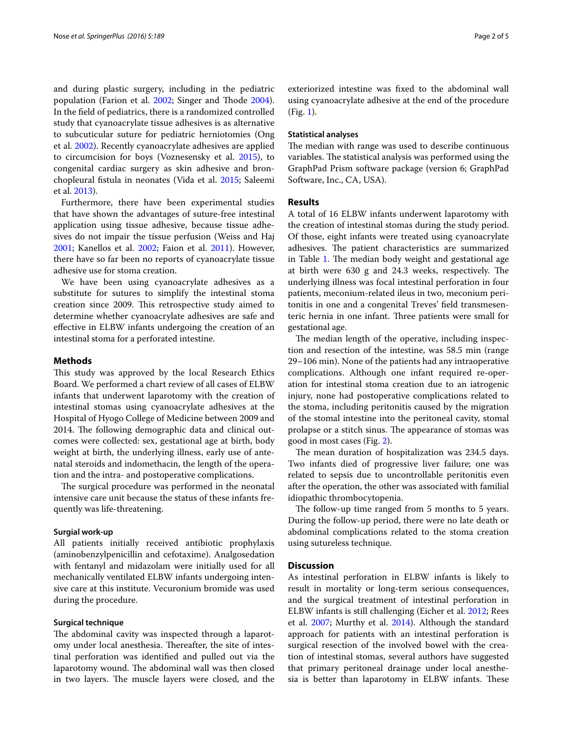and during plastic surgery, including in the pediatric population (Farion et al. 2002; Singer and Thode 2004). In the field of pediatrics, there is a randomized controlled study that cyanoacrylate tissue adhesives is as alternative to subcuticular suture for pediatric herniotomies (Ong et al. 2002). Recently cyanoacrylate adhesives are applied to circumcision for boys (Voznesensky et al. 2015), to congenital cardiac surgery as skin adhesive and bronchopleural fistula in neonates (Vida et al. 2015; Saleemi et al. 2013).

Furthermore, there have been experimental studies that have shown the advantages of suture-free intestinal application using tissue adhesive, because tissue adhesives do not impair the tissue perfusion (Weiss and Haj 2001; Kanellos et al. 2002; Faion et al. 2011). However, there have so far been no reports of cyanoacrylate tissue adhesive use for stoma creation.

We have been using cyanoacrylate adhesives as a substitute for sutures to simplify the intestinal stoma creation since 2009. This retrospective study aimed to determine whether cyanoacrylate adhesives are safe and effective in ELBW infants undergoing the creation of an intestinal stoma for a perforated intestine.

## Methods

This study was approved by the local Research Ethics Board. We performed a chart review of all cases of ELBW infants that underwent laparotomy with the creation of intestinal stomas using cyanoacrylate adhesives at the Hospital of Hyogo College of Medicine between 2009 and 2014. The following demographic data and clinical outcomes were collected: sex, gestational age at birth, body weight at birth, the underlying illness, early use of antenatal steroids and indomethacin, the length of the operation and the intra- and postoperative complications.

The surgical procedure was performed in the neonatal intensive care unit because the status of these infants frequently was life-threatening.

### Surgial work-up

All patients initially received antibiotic prophylaxis (aminobenzylpenicillin and cefotaxime). Analgosedation with fentanyl and midazolam were initially used for all mechanically ventilated ELBW infants undergoing intensive care at this institute. Vecuronium bromide was used during the procedure.

### Surgical technique

The abdominal cavity was inspected through a laparotomy under local anesthesia. Thereafter, the site of intestinal perforation was identified and pulled out via the laparotomy wound. The abdominal wall was then closed in two layers. The muscle layers were closed, and the exteriorized intestine was fixed to the abdominal wall using cyanoacrylate adhesive at the end of the procedure (Fig. 1).

### Statistical analyses

The median with range was used to describe continuous variables. The statistical analysis was performed using the GraphPad Prism software package (version 6; GraphPad Software, Inc., CA, USA).

## Results

A total of 16 ELBW infants underwent laparotomy with the creation of intestinal stomas during the study period. Of those, eight infants were treated using cyanoacrylate adhesives. The patient characteristics are summarized in Table 1. The median body weight and gestational age at birth were 630 g and 24.3 weeks, respectively. The underlying illness was focal intestinal perforation in four patients, meconium-related ileus in two, meconium peritonitis in one and a congenital Treves' field transmesenteric hernia in one infant. Three patients were small for gestational age.

The median length of the operative, including inspection and resection of the intestine, was 58.5 min (range 29–106 min). None of the patients had any intraoperative complications. Although one infant required re-operation for intestinal stoma creation due to an iatrogenic injury, none had postoperative complications related to the stoma, including peritonitis caused by the migration of the stomal intestine into the peritoneal cavity, stomal prolapse or a stitch sinus. The appearance of stomas was good in most cases (Fig. 2).

The mean duration of hospitalization was 234.5 days. Two infants died of progressive liver failure; one was related to sepsis due to uncontrollable peritonitis even after the operation, the other was associated with familial idiopathic thrombocytopenia.

The follow-up time ranged from 5 months to 5 years. During the follow-up period, there were no late death or abdominal complications related to the stoma creation using sutureless technique.

## Discussion

As intestinal perforation in ELBW infants is likely to result in mortality or long-term serious consequences, and the surgical treatment of intestinal perforation in ELBW infants is still challenging (Eicher et al. 2012; Rees et al. 2007; Murthy et al. 2014). Although the standard approach for patients with an intestinal perforation is surgical resection of the involved bowel with the creation of intestinal stomas, several authors have suggested that primary peritoneal drainage under local anesthesia is better than laparotomy in ELBW infants. These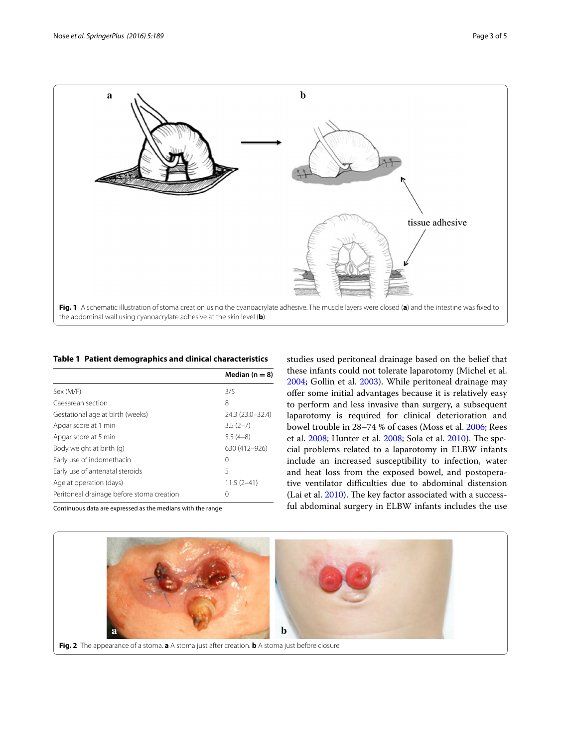Fig. 1 A schematic illustration of stoma creation using the cyanoacrylate adhesive. The muscle layers were closed (**a**) and the intestine was fixed to the abdominal wall using cyanoacrylate adhesive at the skin level (**b**)

**Table 1 Patient demographics and clinical characteristics**

| | Median (n = 8) |
|---|---|
| Sex (M/F) | 3/5 |
| Caesarean section | 8 |
| Gestational age at birth (weeks) | 24.3 (23.0–32.4) |
| Apgar score at 1 min | 3.5 (2–7) |
| Apgar score at 5 min | 5.5 (4–8) |
| Body weight at birth (g) | 630 (412–926) |
| Early use of indomethacin | 0 |
| Early use of antenatal steroids | 5 |
| Age at operation (days) | 11.5 (2–41) |
| Peritoneal drainage before stoma creation | 0 |

Continuous data are expressed as the medians with the range

studies used peritoneal drainage based on the belief that these infants could not tolerate laparotomy (Michel et al. 2004; Gollin et al. 2003). While peritoneal drainage may offer some initial advantages because it is relatively easy to perform and less invasive than surgery, a subsequent laparotomy is required for clinical deterioration and bowel trouble in 28–74 % of cases (Moss et al. 2006; Rees et al. 2008; Hunter et al. 2008; Sola et al. 2010). The special problems related to a laparotomy in ELBW infants include an increased susceptibility to infection, water and heat loss from the exposed bowel, and postoperative ventilator difficulties due to abdominal distension (Lai et al. 2010). The key factor associated with a successful abdominal surgery in ELBW infants includes the use

Fig. 2 The appearance of a stoma. **a** A stoma just after creation. **b** A stoma just before closure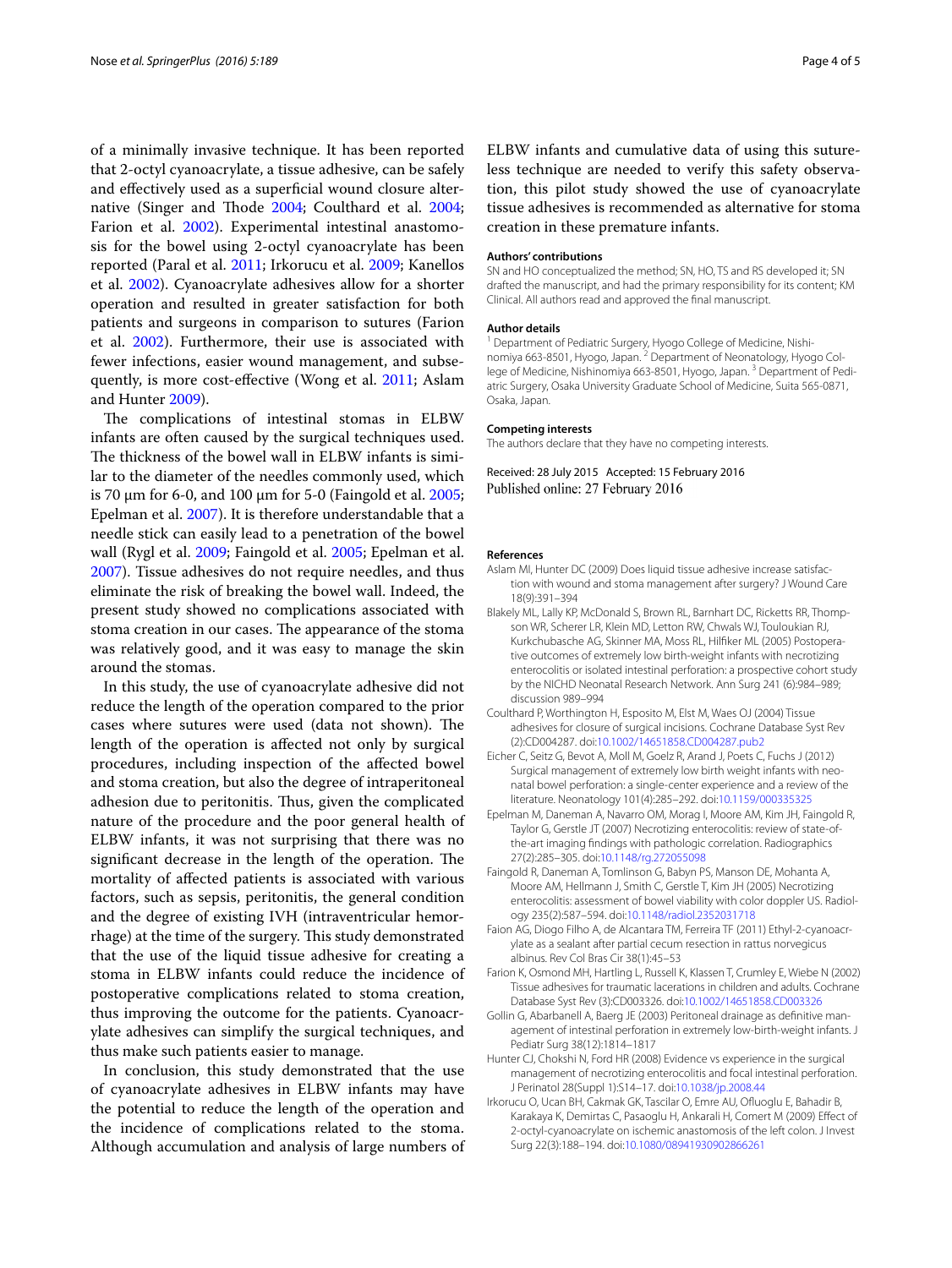of a minimally invasive technique. It has been reported that 2-octyl cyanoacrylate, a tissue adhesive, can be safely and effectively used as a superficial wound closure alternative (Singer and Thode 2004; Coulthard et al. 2004; Farion et al. 2002). Experimental intestinal anastomosis for the bowel using 2-octyl cyanoacrylate has been reported (Paral et al. 2011; Irkorucu et al. 2009; Kanellos et al. 2002). Cyanoacrylate adhesives allow for a shorter operation and resulted in greater satisfaction for both patients and surgeons in comparison to sutures (Farion et al. 2002). Furthermore, their use is associated with fewer infections, easier wound management, and subsequently, is more cost-effective (Wong et al. 2011; Aslam and Hunter 2009).

The complications of intestinal stomas in ELBW infants are often caused by the surgical techniques used. The thickness of the bowel wall in ELBW infants is similar to the diameter of the needles commonly used, which is 70 μm for 6-0, and 100 μm for 5-0 (Faingold et al. 2005; Epelman et al. 2007). It is therefore understandable that a needle stick can easily lead to a penetration of the bowel wall (Rygl et al. 2009; Faingold et al. 2005; Epelman et al. 2007). Tissue adhesives do not require needles, and thus eliminate the risk of breaking the bowel wall. Indeed, the present study showed no complications associated with stoma creation in our cases. The appearance of the stoma was relatively good, and it was easy to manage the skin around the stomas.

In this study, the use of cyanoacrylate adhesive did not reduce the length of the operation compared to the prior cases where sutures were used (data not shown). The length of the operation is affected not only by surgical procedures, including inspection of the affected bowel and stoma creation, but also the degree of intraperitoneal adhesion due to peritonitis. Thus, given the complicated nature of the procedure and the poor general health of ELBW infants, it was not surprising that there was no significant decrease in the length of the operation. The mortality of affected patients is associated with various factors, such as sepsis, peritonitis, the general condition and the degree of existing IVH (intraventricular hemorrhage) at the time of the surgery. This study demonstrated that the use of the liquid tissue adhesive for creating a stoma in ELBW infants could reduce the incidence of postoperative complications related to stoma creation, thus improving the outcome for the patients. Cyanoacrylate adhesives can simplify the surgical techniques, and thus make such patients easier to manage.

In conclusion, this study demonstrated that the use of cyanoacrylate adhesives in ELBW infants may have the potential to reduce the length of the operation and the incidence of complications related to the stoma. Although accumulation and analysis of large numbers of ELBW infants and cumulative data of using this sutureless technique are needed to verify this safety observation, this pilot study showed the use of cyanoacrylate tissue adhesives is recommended as alternative for stoma creation in these premature infants.

#### Authors' contributions

SN and HO conceptualized the method; SN, HO, TS and RS developed it; SN drafted the manuscript, and had the primary responsibility for its content; KM Clinical. All authors read and approved the final manuscript.

#### Author details

[1] Department of Pediatric Surgery, Hyogo College of Medicine, Nishinomiya 663-8501, Hyogo, Japan. [2] Department of Neonatology, Hyogo College of Medicine, Nishinomiya 663-8501, Hyogo, Japan. [3] Department of Pediatric Surgery, Osaka University Graduate School of Medicine, Suita 565-0871, Osaka, Japan.

#### Competing interests

The authors declare that they have no competing interests.

Received: 28 July 2015 Accepted: 15 February 2016
Published online: 27 February 2016

#### References

Aslam MI, Hunter DC (2009) Does liquid tissue adhesive increase satisfaction with wound and stoma management after surgery? J Wound Care 18(9):391–394

Blakely ML, Lally KP, McDonald S, Brown RL, Barnhart DC, Ricketts RR, Thompson WR, Scherer LR, Klein MD, Letton RW, Chwals WJ, Touloukian RJ, Kurkchubasche AG, Skinner MA, Moss RL, Hilfiker ML (2005) Postoperative outcomes of extremely low birth-weight infants with necrotizing enterocolitis or isolated intestinal perforation: a prospective cohort study by the NICHD Neonatal Research Network. Ann Surg 241 (6):984–989; discussion 989–994

Coulthard P, Worthington H, Esposito M, Elst M, Waes OJ (2004) Tissue adhesives for closure of surgical incisions. Cochrane Database Syst Rev (2):CD004287. doi:10.1002/14651858.CD004287.pub2

Eicher C, Seitz G, Bevot A, Moll M, Goelz R, Arand J, Poets C, Fuchs J (2012) Surgical management of extremely low birth weight infants with neonatal bowel perforation: a single-center experience and a review of the literature. Neonatology 101(4):285–292. doi:10.1159/000335325

Epelman M, Daneman A, Navarro OM, Morag I, Moore AM, Kim JH, Faingold R, Taylor G, Gerstle JT (2007) Necrotizing enterocolitis: review of state-of-the-art imaging findings with pathologic correlation. Radiographics 27(2):285–305. doi:10.1148/rg.272055098

Faingold R, Daneman A, Tomlinson G, Babyn PS, Manson DE, Mohanta A, Moore AM, Hellmann J, Smith C, Gerstle T, Kim JH (2005) Necrotizing enterocolitis: assessment of bowel viability with color doppler US. Radiology 235(2):587–594. doi:10.1148/radiol.2352031718

Faion AG, Diogo Filho A, de Alcantara TM, Ferreira TF (2011) Ethyl-2-cyanoacrylate as a sealant after partial cecum resection in rattus norvegicus albinus. Rev Col Bras Cir 38(1):45–53

Farion K, Osmond MH, Hartling L, Russell K, Klassen T, Crumley E, Wiebe N (2002) Tissue adhesives for traumatic lacerations in children and adults. Cochrane Database Syst Rev (3):CD003326. doi:10.1002/14651858.CD003326

Gollin G, Abarbanell A, Baerg JE (2003) Peritoneal drainage as definitive management of intestinal perforation in extremely low-birth-weight infants. J Pediatr Surg 38(12):1814–1817

Hunter CJ, Chokshi N, Ford HR (2008) Evidence vs experience in the surgical management of necrotizing enterocolitis and focal intestinal perforation. J Perinatol 28(Suppl 1):S14–17. doi:10.1038/jp.2008.44

Irkorucu O, Ucan BH, Cakmak GK, Tascilar O, Emre AU, Ofluoglu E, Bahadir B, Karakaya K, Demirtas C, Pasaoglu H, Ankarali H, Comert M (2009) Effect of 2-octyl-cyanoacrylate on ischemic anastomosis of the left colon. J Invest Surg 22(3):188–194. doi:10.1080/08941930902866261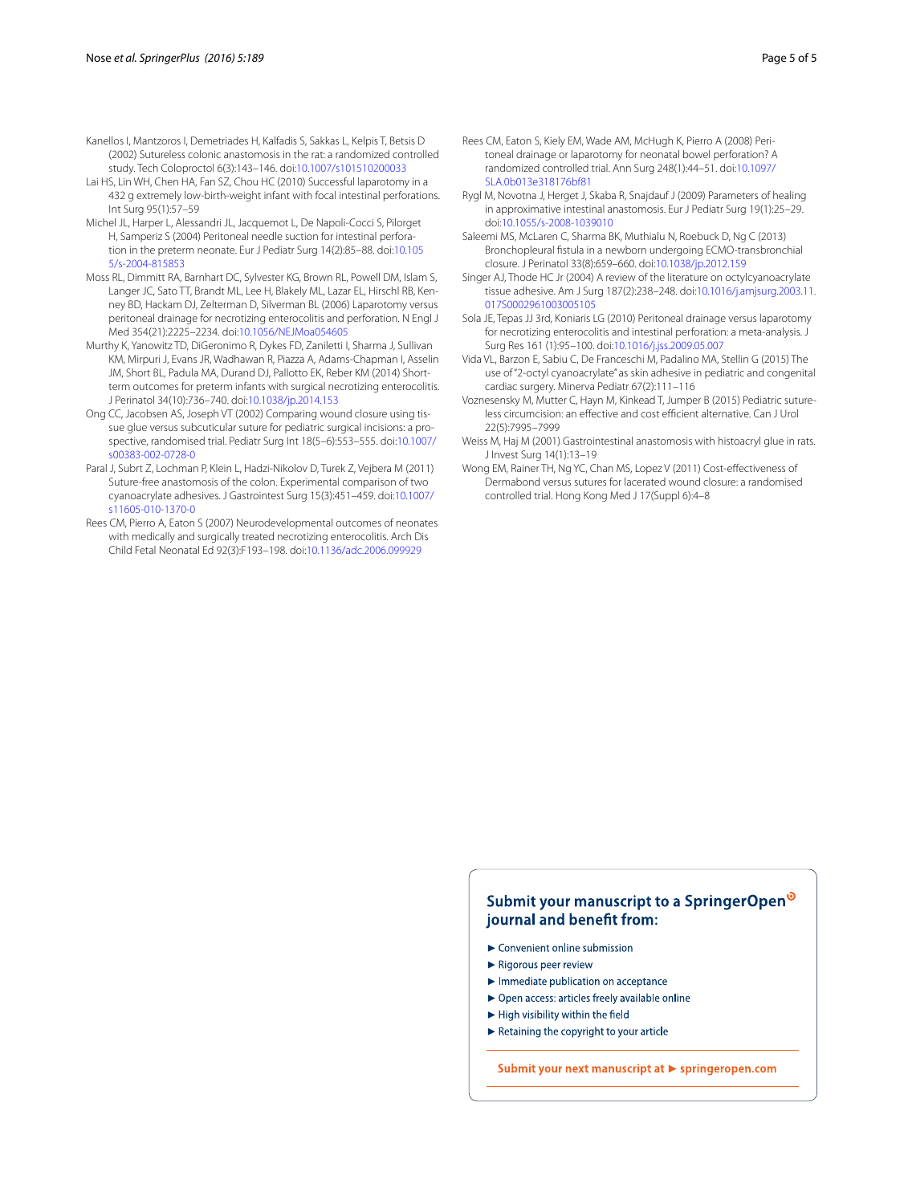Kanellos I, Mantzoros I, Demetriades H, Kalfadis S, Sakkas L, Kelpis T, Betsis D (2002) Sutureless colonic anastomosis in the rat: a randomized controlled study. Tech Coloproctol 6(3):143–146. doi:10.1007/s101510200033

Lai HS, Lin WH, Chen HA, Fan SZ, Chou HC (2010) Successful laparotomy in a 432 g extremely low-birth-weight infant with focal intestinal perforations. Int Surg 95(1):57–59

Michel JL, Harper L, Alessandri JL, Jacquemot L, De Napoli-Cocci S, Pilorget H, Samperiz S (2004) Peritoneal needle suction for intestinal perforation in the preterm neonate. Eur J Pediatr Surg 14(2):85–88. doi:10.1055/s-2004-815853

Moss RL, Dimmitt RA, Barnhart DC, Sylvester KG, Brown RL, Powell DM, Islam S, Langer JC, Sato TT, Brandt ML, Lee H, Blakely ML, Lazar EL, Hirschl RB, Kenney BD, Hackam DJ, Zelterman D, Silverman BL (2006) Laparotomy versus peritoneal drainage for necrotizing enterocolitis and perforation. N Engl J Med 354(21):2225–2234. doi:10.1056/NEJMoa054605

Murthy K, Yanowitz TD, DiGeronimo R, Dykes FD, Zaniletti I, Sharma J, Sullivan KM, Mirpuri J, Evans JR, Wadhawan R, Piazza A, Adams-Chapman I, Asselin JM, Short BL, Padula MA, Durand DJ, Pallotto EK, Reber KM (2014) Short-term outcomes for preterm infants with surgical necrotizing enterocolitis. J Perinatol 34(10):736–740. doi:10.1038/jp.2014.153

Ong CC, Jacobsen AS, Joseph VT (2002) Comparing wound closure using tissue glue versus subcuticular suture for pediatric surgical incisions: a prospective, randomised trial. Pediatr Surg Int 18(5–6):553–555. doi:10.1007/s00383-002-0728-0

Paral J, Subrt Z, Lochman P, Klein L, Hadzi-Nikolov D, Turek Z, Vejbera M (2011) Suture-free anastomosis of the colon. Experimental comparison of two cyanoacrylate adhesives. J Gastrointest Surg 15(3):451–459. doi:10.1007/s11605-010-1370-0

Rees CM, Pierro A, Eaton S (2007) Neurodevelopmental outcomes of neonates with medically and surgically treated necrotizing enterocolitis. Arch Dis Child Fetal Neonatal Ed 92(3):F193–198. doi:10.1136/adc.2006.099929

Rees CM, Eaton S, Kiely EM, Wade AM, McHugh K, Pierro A (2008) Peritoneal drainage or laparotomy for neonatal bowel perforation? A randomized controlled trial. Ann Surg 248(1):44–51. doi:10.1097/SLA.0b013e318176bf81

Rygl M, Novotna J, Herget J, Skaba R, Snajdauf J (2009) Parameters of healing in approximative intestinal anastomosis. Eur J Pediatr Surg 19(1):25–29. doi:10.1055/s-2008-1039010

Saleemi MS, McLaren C, Sharma BK, Muthialu N, Roebuck D, Ng C (2013) Bronchopleural fistula in a newborn undergoing ECMO-transbronchial closure. J Perinatol 33(8):659–660. doi:10.1038/jp.2012.159

Singer AJ, Thode HC Jr (2004) A review of the literature on octylcyanoacrylate tissue adhesive. Am J Surg 187(2):238–248. doi:10.1016/j.amjsurg.2003.11.017S0002961003005105

Sola JE, Tepas JJ 3rd, Koniaris LG (2010) Peritoneal drainage versus laparotomy for necrotizing enterocolitis and intestinal perforation: a meta-analysis. J Surg Res 161 (1):95–100. doi:10.1016/j.jss.2009.05.007

Vida VL, Barzon E, Sabiu C, De Franceschi M, Padalino MA, Stellin G (2015) The use of "2-octyl cyanoacrylate" as skin adhesive in pediatric and congenital cardiac surgery. Minerva Pediatr 67(2):111–116

Voznesensky M, Mutter C, Hayn M, Kinkead T, Jumper B (2015) Pediatric sutureless circumcision: an effective and cost efficient alternative. Can J Urol 22(5):7995–7999

Weiss M, Haj M (2001) Gastrointestinal anastomosis with histoacryl glue in rats. J Invest Surg 14(1):13–19

Wong EM, Rainer TH, Ng YC, Chan MS, Lopez V (2011) Cost-effectiveness of Dermabond versus sutures for lacerated wound closure: a randomised controlled trial. Hong Kong Med J 17(Suppl 6):4–8

**Submit your manuscript to a SpringerOpen journal and benefit from:**

- ► Convenient online submission
- ► Rigorous peer review
- ► Immediate publication on acceptance
- ► Open access: articles freely available online
- ► High visibility within the field
- ► Retaining the copyright to your article

**Submit your next manuscript at ► springeropen.com**